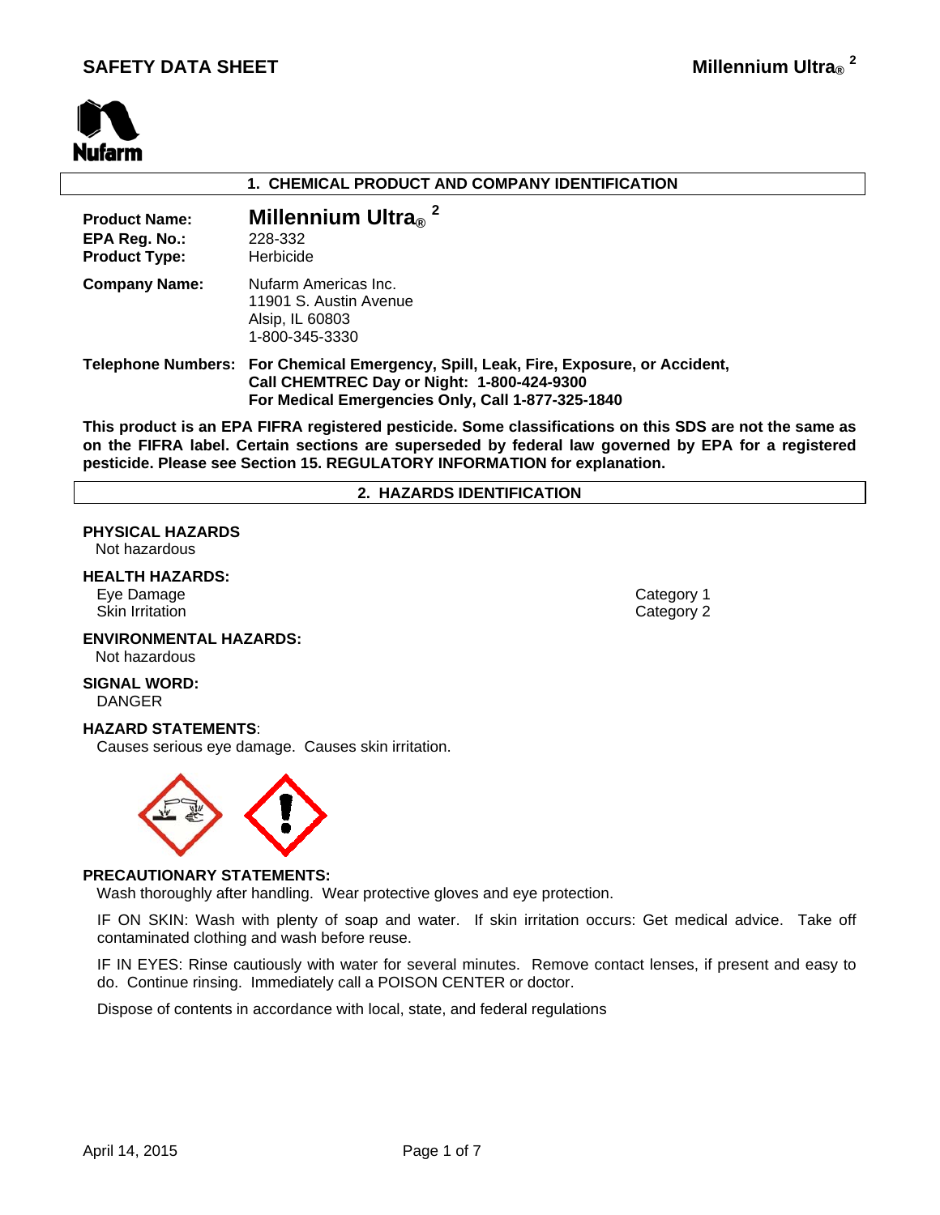# SAFETY DATA SHEET

**Millennium Ultra® 2**

## 1. CHEMICAL PRODUCT AND COMPANY IDENTIFICATION

**Product Name:** **Millennium Ultra® 2**
**EPA Reg. No.:** 228-332
**Product Type:** Herbicide

**Company Name:** Nufarm Americas Inc.
11901 S. Austin Avenue
Alsip, IL 60803
1-800-345-3330

**Telephone Numbers:** **For Chemical Emergency, Spill, Leak, Fire, Exposure, or Accident, Call CHEMTREC Day or Night: 1-800-424-9300**
**For Medical Emergencies Only, Call 1-877-325-1840**

**This product is an EPA FIFRA registered pesticide. Some classifications on this SDS are not the same as on the FIFRA label. Certain sections are superseded by federal law governed by EPA for a registered pesticide. Please see Section 15. REGULATORY INFORMATION for explanation.**

## 2. HAZARDS IDENTIFICATION

**PHYSICAL HAZARDS**
Not hazardous

**HEALTH HAZARDS:**

| | |
|---|---|
| Eye Damage | Category 1 |
| Skin Irritation | Category 2 |

**ENVIRONMENTAL HAZARDS:**
Not hazardous

**SIGNAL WORD:**
DANGER

**HAZARD STATEMENTS**:
Causes serious eye damage. Causes skin irritation.

**PRECAUTIONARY STATEMENTS:**
Wash thoroughly after handling. Wear protective gloves and eye protection.

IF ON SKIN: Wash with plenty of soap and water. If skin irritation occurs: Get medical advice. Take off contaminated clothing and wash before reuse.

IF IN EYES: Rinse cautiously with water for several minutes. Remove contact lenses, if present and easy to do. Continue rinsing. Immediately call a POISON CENTER or doctor.

Dispose of contents in accordance with local, state, and federal regulations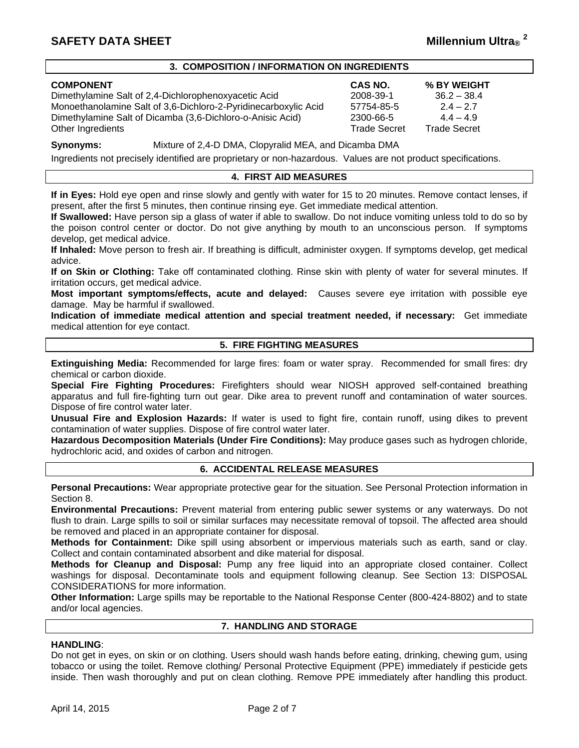## 3. COMPOSITION / INFORMATION ON INGREDIENTS

| COMPONENT | CAS NO. | % BY WEIGHT |
|---|---|---|
| Dimethylamine Salt of 2,4-Dichlorophenoxyacetic Acid | 2008-39-1 | 36.2 – 38.4 |
| Monoethanolamine Salt of 3,6-Dichloro-2-Pyridinecarboxylic Acid | 57754-85-5 | 2.4 – 2.7 |
| Dimethylamine Salt of Dicamba (3,6-Dichloro-o-Anisic Acid) | 2300-66-5 | 4.4 – 4.9 |
| Other Ingredients | Trade Secret | Trade Secret |

**Synonyms:** Mixture of 2,4-D DMA, Clopyralid MEA, and Dicamba DMA

Ingredients not precisely identified are proprietary or non-hazardous. Values are not product specifications.

## 4. FIRST AID MEASURES

**If in Eyes:** Hold eye open and rinse slowly and gently with water for 15 to 20 minutes. Remove contact lenses, if present, after the first 5 minutes, then continue rinsing eye. Get immediate medical attention.

**If Swallowed:** Have person sip a glass of water if able to swallow. Do not induce vomiting unless told to do so by the poison control center or doctor. Do not give anything by mouth to an unconscious person. If symptoms develop, get medical advice.

**If Inhaled:** Move person to fresh air. If breathing is difficult, administer oxygen. If symptoms develop, get medical advice.

**If on Skin or Clothing:** Take off contaminated clothing. Rinse skin with plenty of water for several minutes. If irritation occurs, get medical advice.

**Most important symptoms/effects, acute and delayed:** Causes severe eye irritation with possible eye damage. May be harmful if swallowed.

**Indication of immediate medical attention and special treatment needed, if necessary:** Get immediate medical attention for eye contact.

## 5. FIRE FIGHTING MEASURES

**Extinguishing Media:** Recommended for large fires: foam or water spray. Recommended for small fires: dry chemical or carbon dioxide.

**Special Fire Fighting Procedures:** Firefighters should wear NIOSH approved self-contained breathing apparatus and full fire-fighting turn out gear. Dike area to prevent runoff and contamination of water sources. Dispose of fire control water later.

**Unusual Fire and Explosion Hazards:** If water is used to fight fire, contain runoff, using dikes to prevent contamination of water supplies. Dispose of fire control water later.

**Hazardous Decomposition Materials (Under Fire Conditions):** May produce gases such as hydrogen chloride, hydrochloric acid, and oxides of carbon and nitrogen.

## 6. ACCIDENTAL RELEASE MEASURES

**Personal Precautions:** Wear appropriate protective gear for the situation. See Personal Protection information in Section 8.

**Environmental Precautions:** Prevent material from entering public sewer systems or any waterways. Do not flush to drain. Large spills to soil or similar surfaces may necessitate removal of topsoil. The affected area should be removed and placed in an appropriate container for disposal.

**Methods for Containment:** Dike spill using absorbent or impervious materials such as earth, sand or clay. Collect and contain contaminated absorbent and dike material for disposal.

**Methods for Cleanup and Disposal:** Pump any free liquid into an appropriate closed container. Collect washings for disposal. Decontaminate tools and equipment following cleanup. See Section 13: DISPOSAL CONSIDERATIONS for more information.

**Other Information:** Large spills may be reportable to the National Response Center (800-424-8802) and to state and/or local agencies.

## 7. HANDLING AND STORAGE

**HANDLING**:

Do not get in eyes, on skin or on clothing. Users should wash hands before eating, drinking, chewing gum, using tobacco or using the toilet. Remove clothing/ Personal Protective Equipment (PPE) immediately if pesticide gets inside. Then wash thoroughly and put on clean clothing. Remove PPE immediately after handling this product.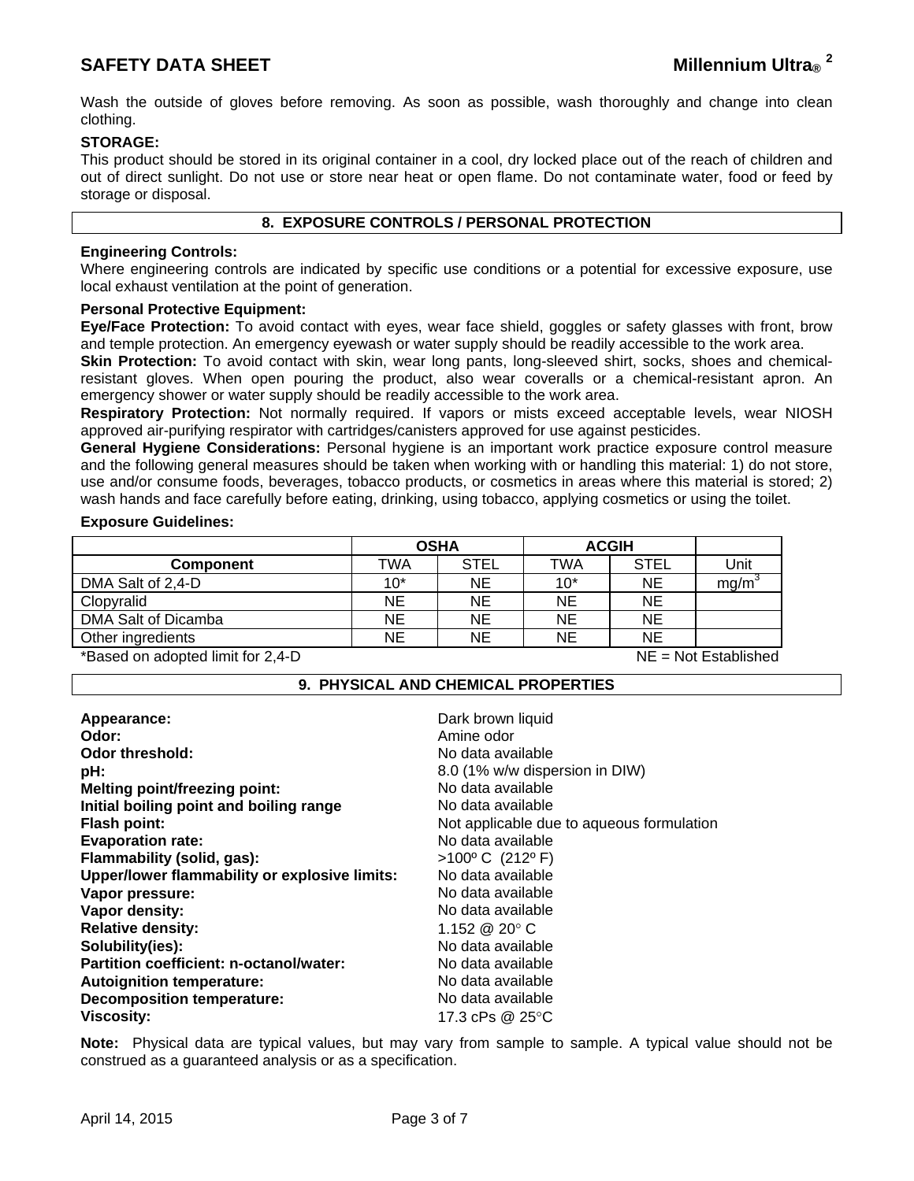Wash the outside of gloves before removing. As soon as possible, wash thoroughly and change into clean clothing.

**STORAGE:**
This product should be stored in its original container in a cool, dry locked place out of the reach of children and out of direct sunlight. Do not use or store near heat or open flame. Do not contaminate water, food or feed by storage or disposal.

## 8. EXPOSURE CONTROLS / PERSONAL PROTECTION

**Engineering Controls:**
Where engineering controls are indicated by specific use conditions or a potential for excessive exposure, use local exhaust ventilation at the point of generation.

**Personal Protective Equipment:**
**Eye/Face Protection:** To avoid contact with eyes, wear face shield, goggles or safety glasses with front, brow and temple protection. An emergency eyewash or water supply should be readily accessible to the work area.
**Skin Protection:** To avoid contact with skin, wear long pants, long-sleeved shirt, socks, shoes and chemical-resistant gloves. When open pouring the product, also wear coveralls or a chemical-resistant apron. An emergency shower or water supply should be readily accessible to the work area.
**Respiratory Protection:** Not normally required. If vapors or mists exceed acceptable levels, wear NIOSH approved air-purifying respirator with cartridges/canisters approved for use against pesticides.
**General Hygiene Considerations:** Personal hygiene is an important work practice exposure control measure and the following general measures should be taken when working with or handling this material: 1) do not store, use and/or consume foods, beverages, tobacco products, or cosmetics in areas where this material is stored; 2) wash hands and face carefully before eating, drinking, using tobacco, applying cosmetics or using the toilet.

**Exposure Guidelines:**

| | OSHA | | ACGIH | | |
|---|---|---|---|---|---|
| **Component** | TWA | STEL | TWA | STEL | Unit |
| DMA Salt of 2,4-D | 10* | NE | 10* | NE | $mg/m^3$ |
| Clopyralid | NE | NE | NE | NE | |
| DMA Salt of Dicamba | NE | NE | NE | NE | |
| Other ingredients | NE | NE | NE | NE | |

*Based on adopted limit for 2,4-D NE = Not Established

## 9. PHYSICAL AND CHEMICAL PROPERTIES

**Appearance:** Dark brown liquid
**Odor:** Amine odor
**Odor threshold:** No data available
**pH:** 8.0 (1% w/w dispersion in DIW)
**Melting point/freezing point:** No data available
**Initial boiling point and boiling range** No data available
**Flash point:** Not applicable due to aqueous formulation
**Evaporation rate:** No data available
**Flammability (solid, gas):** >100º C (212º F)
**Upper/lower flammability or explosive limits:** No data available
**Vapor pressure:** No data available
**Vapor density:** No data available
**Relative density:** 1.152 @ 20° C
**Solubility(ies):** No data available
**Partition coefficient: n-octanol/water:** No data available
**Autoignition temperature:** No data available
**Decomposition temperature:** No data available
**Viscosity:** 17.3 cPs @ 25°C

**Note:** Physical data are typical values, but may vary from sample to sample. A typical value should not be construed as a guaranteed analysis or as a specification.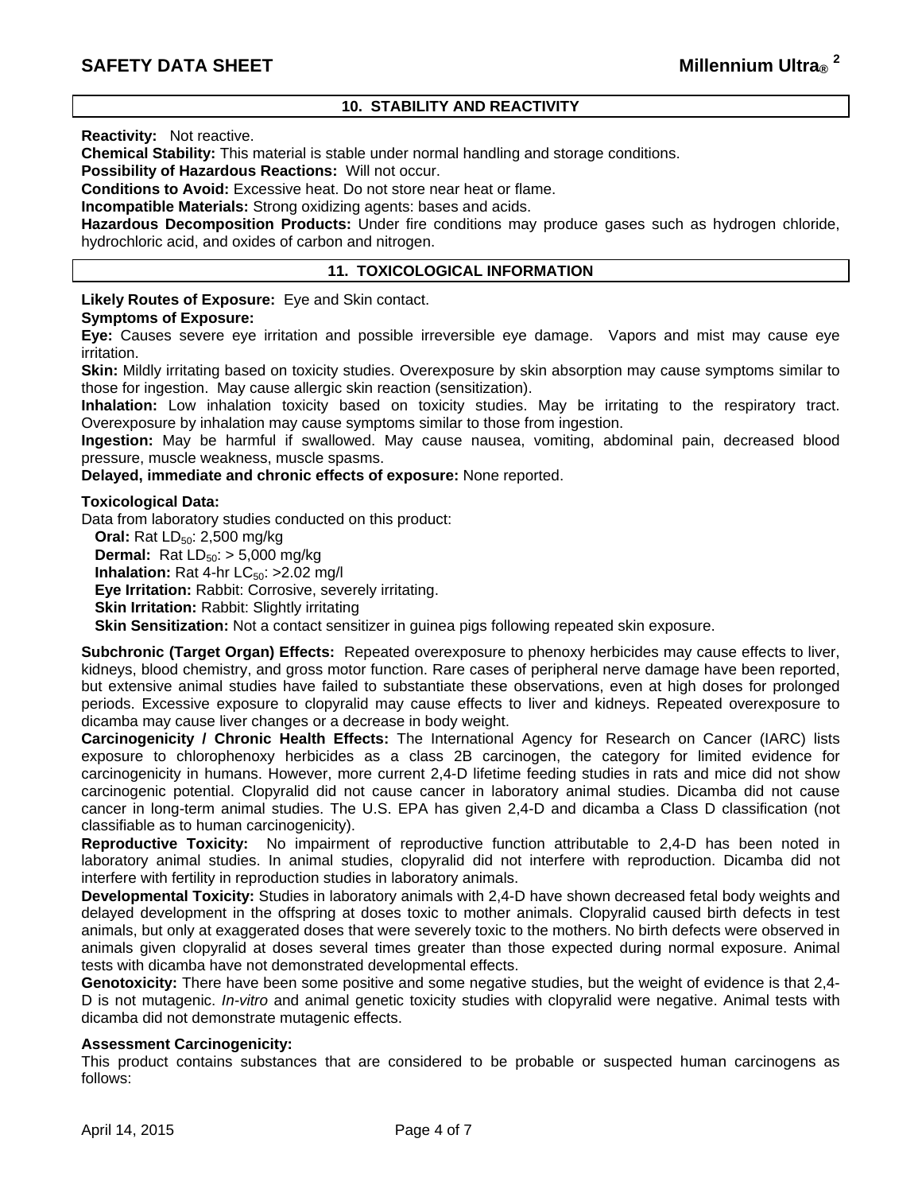## 10. STABILITY AND REACTIVITY

**Reactivity:** Not reactive.
**Chemical Stability:** This material is stable under normal handling and storage conditions.
**Possibility of Hazardous Reactions:** Will not occur.
**Conditions to Avoid:** Excessive heat. Do not store near heat or flame.
**Incompatible Materials:** Strong oxidizing agents: bases and acids.
**Hazardous Decomposition Products:** Under fire conditions may produce gases such as hydrogen chloride, hydrochloric acid, and oxides of carbon and nitrogen.

## 11. TOXICOLOGICAL INFORMATION

**Likely Routes of Exposure:** Eye and Skin contact.
**Symptoms of Exposure:**
**Eye:** Causes severe eye irritation and possible irreversible eye damage. Vapors and mist may cause eye irritation.
**Skin:** Mildly irritating based on toxicity studies. Overexposure by skin absorption may cause symptoms similar to those for ingestion. May cause allergic skin reaction (sensitization).
**Inhalation:** Low inhalation toxicity based on toxicity studies. May be irritating to the respiratory tract. Overexposure by inhalation may cause symptoms similar to those from ingestion.
**Ingestion:** May be harmful if swallowed. May cause nausea, vomiting, abdominal pain, decreased blood pressure, muscle weakness, muscle spasms.
**Delayed, immediate and chronic effects of exposure:** None reported.

**Toxicological Data:**
Data from laboratory studies conducted on this product:
**Oral:** Rat $LD_{50}$: 2,500 mg/kg
**Dermal:** Rat $LD_{50}$: > 5,000 mg/kg
**Inhalation:** Rat 4-hr $LC_{50}$: >2.02 mg/l
**Eye Irritation:** Rabbit: Corrosive, severely irritating.
**Skin Irritation:** Rabbit: Slightly irritating
**Skin Sensitization:** Not a contact sensitizer in guinea pigs following repeated skin exposure.

**Subchronic (Target Organ) Effects:** Repeated overexposure to phenoxy herbicides may cause effects to liver, kidneys, blood chemistry, and gross motor function. Rare cases of peripheral nerve damage have been reported, but extensive animal studies have failed to substantiate these observations, even at high doses for prolonged periods. Excessive exposure to clopyralid may cause effects to liver and kidneys. Repeated overexposure to dicamba may cause liver changes or a decrease in body weight.
**Carcinogenicity / Chronic Health Effects:** The International Agency for Research on Cancer (IARC) lists exposure to chlorophenoxy herbicides as a class 2B carcinogen, the category for limited evidence for carcinogenicity in humans. However, more current 2,4-D lifetime feeding studies in rats and mice did not show carcinogenic potential. Clopyralid did not cause cancer in laboratory animal studies. Dicamba did not cause cancer in long-term animal studies. The U.S. EPA has given 2,4-D and dicamba a Class D classification (not classifiable as to human carcinogenicity).
**Reproductive Toxicity:** No impairment of reproductive function attributable to 2,4-D has been noted in laboratory animal studies. In animal studies, clopyralid did not interfere with reproduction. Dicamba did not interfere with fertility in reproduction studies in laboratory animals.
**Developmental Toxicity:** Studies in laboratory animals with 2,4-D have shown decreased fetal body weights and delayed development in the offspring at doses toxic to mother animals. Clopyralid caused birth defects in test animals, but only at exaggerated doses that were severely toxic to the mothers. No birth defects were observed in animals given clopyralid at doses several times greater than those expected during normal exposure. Animal tests with dicamba have not demonstrated developmental effects.
**Genotoxicity:** There have been some positive and some negative studies, but the weight of evidence is that 2,4-D is not mutagenic. *In-vitro* and animal genetic toxicity studies with clopyralid were negative. Animal tests with dicamba did not demonstrate mutagenic effects.

**Assessment Carcinogenicity:**
This product contains substances that are considered to be probable or suspected human carcinogens as follows: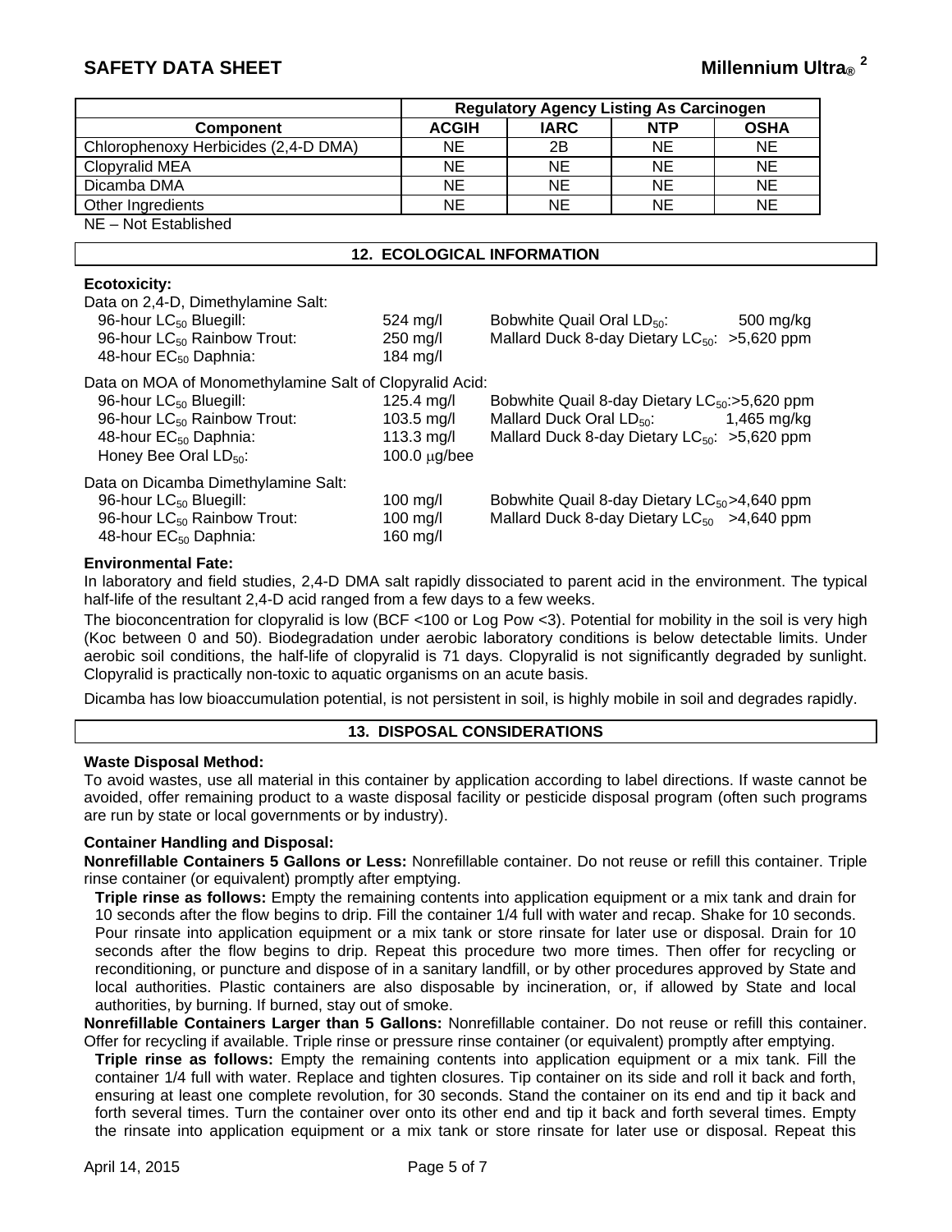| | Regulatory Agency Listing As Carcinogen | | | |
|---|---|---|---|---|
| **Component** | **ACGIH** | **IARC** | **NTP** | **OSHA** |
| Chlorophenoxy Herbicides (2,4-D DMA) | NE | 2B | NE | NE |
| Clopyralid MEA | NE | NE | NE | NE |
| Dicamba DMA | NE | NE | NE | NE |
| Other Ingredients | NE | NE | NE | NE |

NE – Not Established

## 12. ECOLOGICAL INFORMATION

**Ecotoxicity:**

Data on 2,4-D, Dimethylamine Salt:

| | | | |
|---|---|---|---|
| 96-hour $LC_{50}$ Bluegill: | 524 mg/l | Bobwhite Quail Oral $LD_{50}$: | 500 mg/kg |
| 96-hour $LC_{50}$ Rainbow Trout: | 250 mg/l | Mallard Duck 8-day Dietary $LC_{50}$: | >5,620 ppm |
| 48-hour $EC_{50}$ Daphnia: | 184 mg/l | | |

Data on MOA of Monomethylamine Salt of Clopyralid Acid:

| | | | |
|---|---|---|---|
| 96-hour $LC_{50}$ Bluegill: | 125.4 mg/l | Bobwhite Quail 8-day Dietary $LC_{50}$: | >5,620 ppm |
| 96-hour $LC_{50}$ Rainbow Trout: | 103.5 mg/l | Mallard Duck Oral $LD_{50}$: | 1,465 mg/kg |
| 48-hour $EC_{50}$ Daphnia: | 113.3 mg/l | Mallard Duck 8-day Dietary $LC_{50}$: | >5,620 ppm |
| Honey Bee Oral $LD_{50}$: | 100.0 $\mu$g/bee | | |

Data on Dicamba Dimethylamine Salt:

| | | | |
|---|---|---|---|
| 96-hour $LC_{50}$ Bluegill: | 100 mg/l | Bobwhite Quail 8-day Dietary $LC_{50}$ | >4,640 ppm |
| 96-hour $LC_{50}$ Rainbow Trout: | 100 mg/l | Mallard Duck 8-day Dietary $LC_{50}$ | >4,640 ppm |
| 48-hour $EC_{50}$ Daphnia: | 160 mg/l | | |

**Environmental Fate:**

In laboratory and field studies, 2,4-D DMA salt rapidly dissociated to parent acid in the environment. The typical half-life of the resultant 2,4-D acid ranged from a few days to a few weeks.

The bioconcentration for clopyralid is low (BCF <100 or Log Pow <3). Potential for mobility in the soil is very high (Koc between 0 and 50). Biodegradation under aerobic laboratory conditions is below detectable limits. Under aerobic soil conditions, the half-life of clopyralid is 71 days. Clopyralid is not significantly degraded by sunlight. Clopyralid is practically non-toxic to aquatic organisms on an acute basis.

Dicamba has low bioaccumulation potential, is not persistent in soil, is highly mobile in soil and degrades rapidly.

## 13. DISPOSAL CONSIDERATIONS

**Waste Disposal Method:**

To avoid wastes, use all material in this container by application according to label directions. If waste cannot be avoided, offer remaining product to a waste disposal facility or pesticide disposal program (often such programs are run by state or local governments or by industry).

**Container Handling and Disposal:**

**Nonrefillable Containers 5 Gallons or Less:** Nonrefillable container. Do not reuse or refill this container. Triple rinse container (or equivalent) promptly after emptying.

**Triple rinse as follows:** Empty the remaining contents into application equipment or a mix tank and drain for 10 seconds after the flow begins to drip. Fill the container 1/4 full with water and recap. Shake for 10 seconds. Pour rinsate into application equipment or a mix tank or store rinsate for later use or disposal. Drain for 10 seconds after the flow begins to drip. Repeat this procedure two more times. Then offer for recycling or reconditioning, or puncture and dispose of in a sanitary landfill, or by other procedures approved by State and local authorities. Plastic containers are also disposable by incineration, or, if allowed by State and local authorities, by burning. If burned, stay out of smoke.

**Nonrefillable Containers Larger than 5 Gallons:** Nonrefillable container. Do not reuse or refill this container. Offer for recycling if available. Triple rinse or pressure rinse container (or equivalent) promptly after emptying.

**Triple rinse as follows:** Empty the remaining contents into application equipment or a mix tank. Fill the container 1/4 full with water. Replace and tighten closures. Tip container on its side and roll it back and forth, ensuring at least one complete revolution, for 30 seconds. Stand the container on its end and tip it back and forth several times. Turn the container over onto its other end and tip it back and forth several times. Empty the rinsate into application equipment or a mix tank or store rinsate for later use or disposal. Repeat this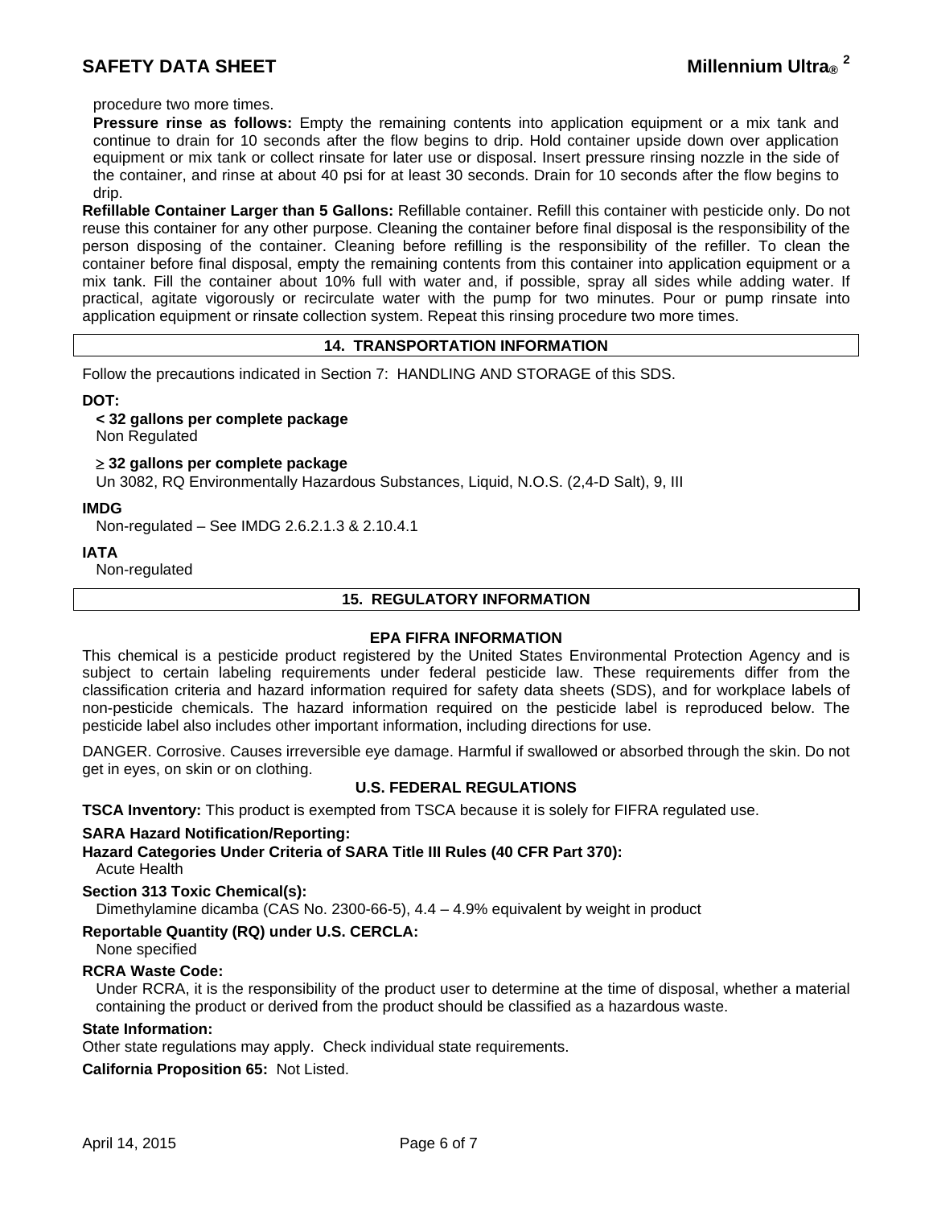procedure two more times.

**Pressure rinse as follows:** Empty the remaining contents into application equipment or a mix tank and continue to drain for 10 seconds after the flow begins to drip. Hold container upside down over application equipment or mix tank or collect rinsate for later use or disposal. Insert pressure rinsing nozzle in the side of the container, and rinse at about 40 psi for at least 30 seconds. Drain for 10 seconds after the flow begins to drip.

**Refillable Container Larger than 5 Gallons:** Refillable container. Refill this container with pesticide only. Do not reuse this container for any other purpose. Cleaning the container before final disposal is the responsibility of the person disposing of the container. Cleaning before refilling is the responsibility of the refiller. To clean the container before final disposal, empty the remaining contents from this container into application equipment or a mix tank. Fill the container about 10% full with water and, if possible, spray all sides while adding water. If practical, agitate vigorously or recirculate water with the pump for two minutes. Pour or pump rinsate into application equipment or rinsate collection system. Repeat this rinsing procedure two more times.

## 14. TRANSPORTATION INFORMATION

Follow the precautions indicated in Section 7: HANDLING AND STORAGE of this SDS.

**DOT:**

**< 32 gallons per complete package**
Non Regulated

**≥ 32 gallons per complete package**
Un 3082, RQ Environmentally Hazardous Substances, Liquid, N.O.S. (2,4-D Salt), 9, III

**IMDG**
Non-regulated – See IMDG 2.6.2.1.3 & 2.10.4.1

**IATA**
Non-regulated

## 15. REGULATORY INFORMATION

### EPA FIFRA INFORMATION

This chemical is a pesticide product registered by the United States Environmental Protection Agency and is subject to certain labeling requirements under federal pesticide law. These requirements differ from the classification criteria and hazard information required for safety data sheets (SDS), and for workplace labels of non-pesticide chemicals. The hazard information required on the pesticide label is reproduced below. The pesticide label also includes other important information, including directions for use.

DANGER. Corrosive. Causes irreversible eye damage. Harmful if swallowed or absorbed through the skin. Do not get in eyes, on skin or on clothing.

### U.S. FEDERAL REGULATIONS

**TSCA Inventory:** This product is exempted from TSCA because it is solely for FIFRA regulated use.

**SARA Hazard Notification/Reporting:**

**Hazard Categories Under Criteria of SARA Title III Rules (40 CFR Part 370):**
Acute Health

**Section 313 Toxic Chemical(s):**
Dimethylamine dicamba (CAS No. 2300-66-5), 4.4 – 4.9% equivalent by weight in product

**Reportable Quantity (RQ) under U.S. CERCLA:**
None specified

**RCRA Waste Code:**
Under RCRA, it is the responsibility of the product user to determine at the time of disposal, whether a material containing the product or derived from the product should be classified as a hazardous waste.

**State Information:**
Other state regulations may apply. Check individual state requirements.

**California Proposition 65:** Not Listed.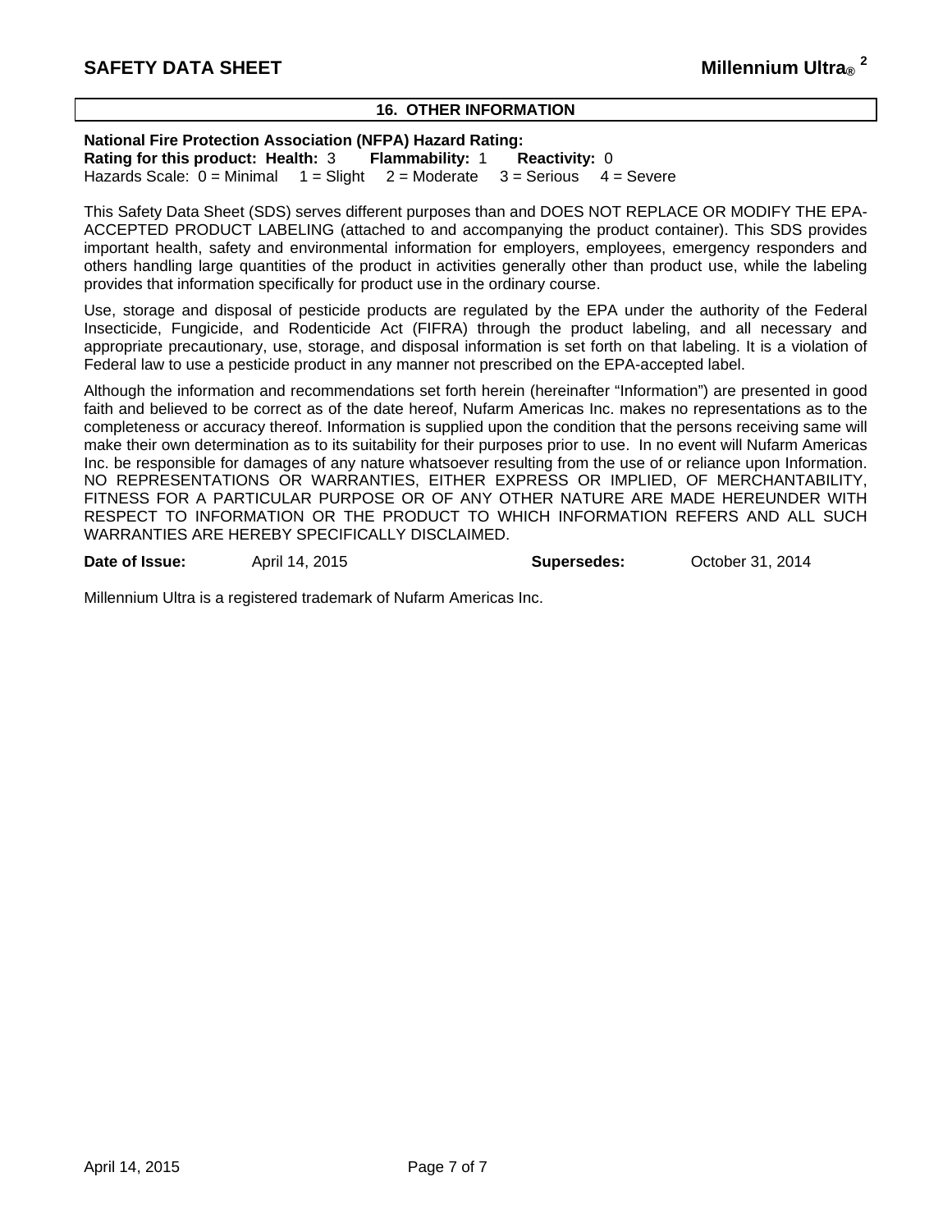## 16. OTHER INFORMATION

**National Fire Protection Association (NFPA) Hazard Rating:**
**Rating for this product: Health:** 3 **Flammability:** 1 **Reactivity:** 0
Hazards Scale: 0 = Minimal 1 = Slight 2 = Moderate 3 = Serious 4 = Severe

This Safety Data Sheet (SDS) serves different purposes than and DOES NOT REPLACE OR MODIFY THE EPA-ACCEPTED PRODUCT LABELING (attached to and accompanying the product container). This SDS provides important health, safety and environmental information for employers, employees, emergency responders and others handling large quantities of the product in activities generally other than product use, while the labeling provides that information specifically for product use in the ordinary course.

Use, storage and disposal of pesticide products are regulated by the EPA under the authority of the Federal Insecticide, Fungicide, and Rodenticide Act (FIFRA) through the product labeling, and all necessary and appropriate precautionary, use, storage, and disposal information is set forth on that labeling. It is a violation of Federal law to use a pesticide product in any manner not prescribed on the EPA-accepted label.

Although the information and recommendations set forth herein (hereinafter "Information") are presented in good faith and believed to be correct as of the date hereof, Nufarm Americas Inc. makes no representations as to the completeness or accuracy thereof. Information is supplied upon the condition that the persons receiving same will make their own determination as to its suitability for their purposes prior to use. In no event will Nufarm Americas Inc. be responsible for damages of any nature whatsoever resulting from the use of or reliance upon Information. NO REPRESENTATIONS OR WARRANTIES, EITHER EXPRESS OR IMPLIED, OF MERCHANTABILITY, FITNESS FOR A PARTICULAR PURPOSE OR OF ANY OTHER NATURE ARE MADE HEREUNDER WITH RESPECT TO INFORMATION OR THE PRODUCT TO WHICH INFORMATION REFERS AND ALL SUCH WARRANTIES ARE HEREBY SPECIFICALLY DISCLAIMED.

**Date of Issue:** April 14, 2015 **Supersedes:** October 31, 2014

Millennium Ultra is a registered trademark of Nufarm Americas Inc.